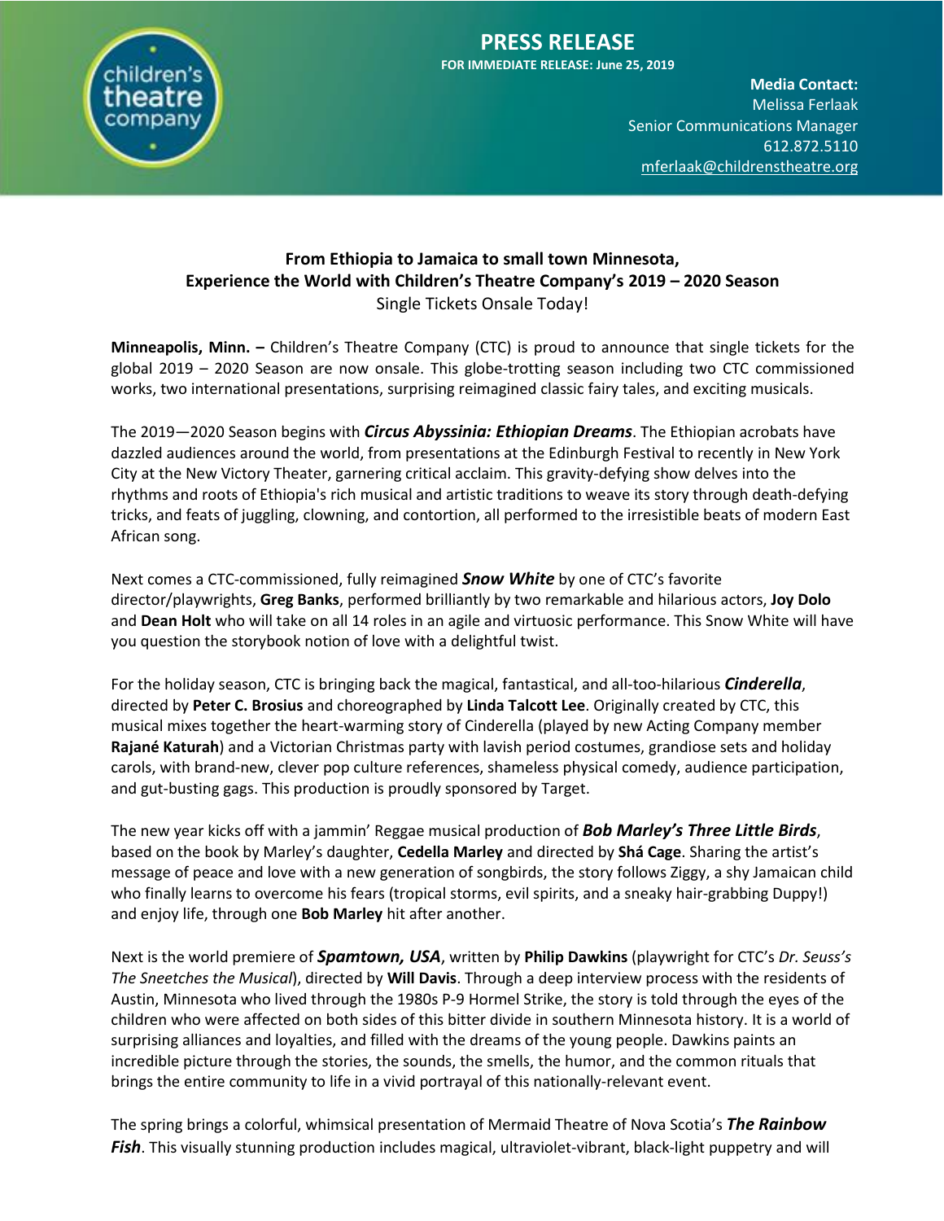# PRESS RELEASE

**FOR IMMEDIATE RELEASE: June 25, 2019**

**Media Contact:**
Melissa Ferlaak
Senior Communications Manager
612.872.5110
mferlaak@childrenstheatre.org

## From Ethiopia to Jamaica to small town Minnesota, Experience the World with Children's Theatre Company's 2019 – 2020 Season

Single Tickets Onsale Today!

**Minneapolis, Minn. –** Children's Theatre Company (CTC) is proud to announce that single tickets for the global 2019 – 2020 Season are now onsale. This globe-trotting season including two CTC commissioned works, two international presentations, surprising reimagined classic fairy tales, and exciting musicals.

The 2019—2020 Season begins with ***Circus Abyssinia: Ethiopian Dreams***. The Ethiopian acrobats have dazzled audiences around the world, from presentations at the Edinburgh Festival to recently in New York City at the New Victory Theater, garnering critical acclaim. This gravity-defying show delves into the rhythms and roots of Ethiopia's rich musical and artistic traditions to weave its story through death-defying tricks, and feats of juggling, clowning, and contortion, all performed to the irresistible beats of modern East African song.

Next comes a CTC-commissioned, fully reimagined ***Snow White*** by one of CTC's favorite director/playwrights, **Greg Banks**, performed brilliantly by two remarkable and hilarious actors, **Joy Dolo** and **Dean Holt** who will take on all 14 roles in an agile and virtuosic performance. This Snow White will have you question the storybook notion of love with a delightful twist.

For the holiday season, CTC is bringing back the magical, fantastical, and all-too-hilarious ***Cinderella***, directed by **Peter C. Brosius** and choreographed by **Linda Talcott Lee**. Originally created by CTC, this musical mixes together the heart-warming story of Cinderella (played by new Acting Company member **Rajané Katurah**) and a Victorian Christmas party with lavish period costumes, grandiose sets and holiday carols, with brand-new, clever pop culture references, shameless physical comedy, audience participation, and gut-busting gags. This production is proudly sponsored by Target.

The new year kicks off with a jammin' Reggae musical production of ***Bob Marley's Three Little Birds***, based on the book by Marley's daughter, **Cedella Marley** and directed by **Shá Cage**. Sharing the artist's message of peace and love with a new generation of songbirds, the story follows Ziggy, a shy Jamaican child who finally learns to overcome his fears (tropical storms, evil spirits, and a sneaky hair-grabbing Duppy!) and enjoy life, through one **Bob Marley** hit after another.

Next is the world premiere of ***Spamtown, USA***, written by **Philip Dawkins** (playwright for CTC's *Dr. Seuss's The Sneetches the Musical*), directed by **Will Davis**. Through a deep interview process with the residents of Austin, Minnesota who lived through the 1980s P-9 Hormel Strike, the story is told through the eyes of the children who were affected on both sides of this bitter divide in southern Minnesota history. It is a world of surprising alliances and loyalties, and filled with the dreams of the young people. Dawkins paints an incredible picture through the stories, the sounds, the smells, the humor, and the common rituals that brings the entire community to life in a vivid portrayal of this nationally-relevant event.

The spring brings a colorful, whimsical presentation of Mermaid Theatre of Nova Scotia's ***The Rainbow Fish***. This visually stunning production includes magical, ultraviolet-vibrant, black-light puppetry and will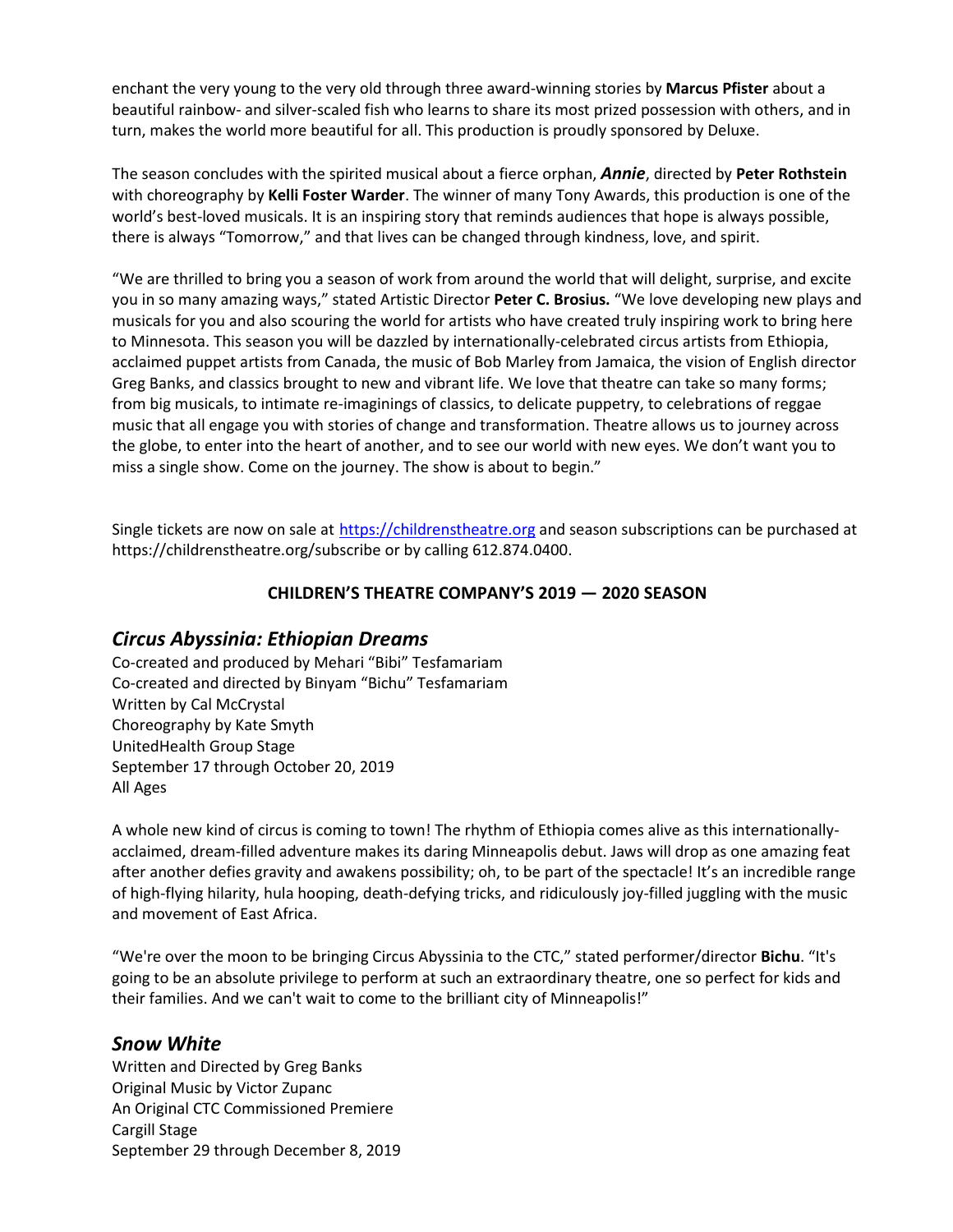enchant the very young to the very old through three award-winning stories by **Marcus Pfister** about a beautiful rainbow- and silver-scaled fish who learns to share its most prized possession with others, and in turn, makes the world more beautiful for all. This production is proudly sponsored by Deluxe.

The season concludes with the spirited musical about a fierce orphan, ***Annie***, directed by **Peter Rothstein** with choreography by **Kelli Foster Warder**. The winner of many Tony Awards, this production is one of the world's best-loved musicals. It is an inspiring story that reminds audiences that hope is always possible, there is always "Tomorrow," and that lives can be changed through kindness, love, and spirit.

"We are thrilled to bring you a season of work from around the world that will delight, surprise, and excite you in so many amazing ways," stated Artistic Director **Peter C. Brosius.** "We love developing new plays and musicals for you and also scouring the world for artists who have created truly inspiring work to bring here to Minnesota. This season you will be dazzled by internationally-celebrated circus artists from Ethiopia, acclaimed puppet artists from Canada, the music of Bob Marley from Jamaica, the vision of English director Greg Banks, and classics brought to new and vibrant life. We love that theatre can take so many forms; from big musicals, to intimate re-imaginings of classics, to delicate puppetry, to celebrations of reggae music that all engage you with stories of change and transformation. Theatre allows us to journey across the globe, to enter into the heart of another, and to see our world with new eyes. We don't want you to miss a single show. Come on the journey. The show is about to begin."

Single tickets are now on sale at https://childrenstheatre.org and season subscriptions can be purchased at https://childrenstheatre.org/subscribe or by calling 612.874.0400.

**CHILDREN'S THEATRE COMPANY'S 2019 — 2020 SEASON**

## *Circus Abyssinia: Ethiopian Dreams*

Co-created and produced by Mehari "Bibi" Tesfamariam
Co-created and directed by Binyam "Bichu" Tesfamariam
Written by Cal McCrystal
Choreography by Kate Smyth
UnitedHealth Group Stage
September 17 through October 20, 2019
All Ages

A whole new kind of circus is coming to town! The rhythm of Ethiopia comes alive as this internationally-acclaimed, dream-filled adventure makes its daring Minneapolis debut. Jaws will drop as one amazing feat after another defies gravity and awakens possibility; oh, to be part of the spectacle! It's an incredible range of high-flying hilarity, hula hooping, death-defying tricks, and ridiculously joy-filled juggling with the music and movement of East Africa.

"We're over the moon to be bringing Circus Abyssinia to the CTC," stated performer/director **Bichu**. "It's going to be an absolute privilege to perform at such an extraordinary theatre, one so perfect for kids and their families. And we can't wait to come to the brilliant city of Minneapolis!"

## *Snow White*

Written and Directed by Greg Banks
Original Music by Victor Zupanc
An Original CTC Commissioned Premiere
Cargill Stage
September 29 through December 8, 2019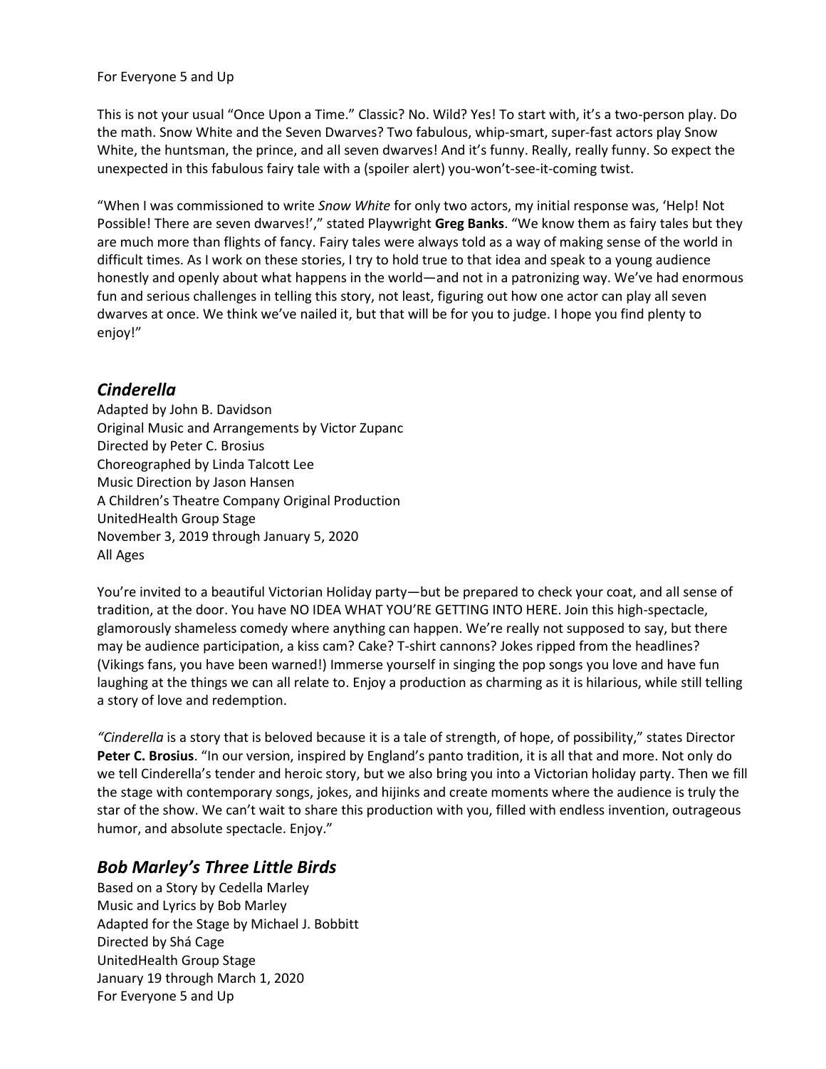For Everyone 5 and Up

This is not your usual "Once Upon a Time." Classic? No. Wild? Yes! To start with, it's a two-person play. Do the math. Snow White and the Seven Dwarves? Two fabulous, whip-smart, super-fast actors play Snow White, the huntsman, the prince, and all seven dwarves! And it's funny. Really, really funny. So expect the unexpected in this fabulous fairy tale with a (spoiler alert) you-won't-see-it-coming twist.

"When I was commissioned to write *Snow White* for only two actors, my initial response was, 'Help! Not Possible! There are seven dwarves!'," stated Playwright **Greg Banks**. "We know them as fairy tales but they are much more than flights of fancy. Fairy tales were always told as a way of making sense of the world in difficult times. As I work on these stories, I try to hold true to that idea and speak to a young audience honestly and openly about what happens in the world—and not in a patronizing way. We've had enormous fun and serious challenges in telling this story, not least, figuring out how one actor can play all seven dwarves at once. We think we've nailed it, but that will be for you to judge. I hope you find plenty to enjoy!"

## *Cinderella*

Adapted by John B. Davidson
Original Music and Arrangements by Victor Zupanc
Directed by Peter C. Brosius
Choreographed by Linda Talcott Lee
Music Direction by Jason Hansen
A Children's Theatre Company Original Production
UnitedHealth Group Stage
November 3, 2019 through January 5, 2020
All Ages

You're invited to a beautiful Victorian Holiday party—but be prepared to check your coat, and all sense of tradition, at the door. You have NO IDEA WHAT YOU'RE GETTING INTO HERE. Join this high-spectacle, glamorously shameless comedy where anything can happen. We're really not supposed to say, but there may be audience participation, a kiss cam? Cake? T-shirt cannons? Jokes ripped from the headlines? (Vikings fans, you have been warned!) Immerse yourself in singing the pop songs you love and have fun laughing at the things we can all relate to. Enjoy a production as charming as it is hilarious, while still telling a story of love and redemption.

"*Cinderella* is a story that is beloved because it is a tale of strength, of hope, of possibility," states Director **Peter C. Brosius**. "In our version, inspired by England's panto tradition, it is all that and more. Not only do we tell Cinderella's tender and heroic story, but we also bring you into a Victorian holiday party. Then we fill the stage with contemporary songs, jokes, and hijinks and create moments where the audience is truly the star of the show. We can't wait to share this production with you, filled with endless invention, outrageous humor, and absolute spectacle. Enjoy."

## *Bob Marley's Three Little Birds*

Based on a Story by Cedella Marley
Music and Lyrics by Bob Marley
Adapted for the Stage by Michael J. Bobbitt
Directed by Shá Cage
UnitedHealth Group Stage
January 19 through March 1, 2020
For Everyone 5 and Up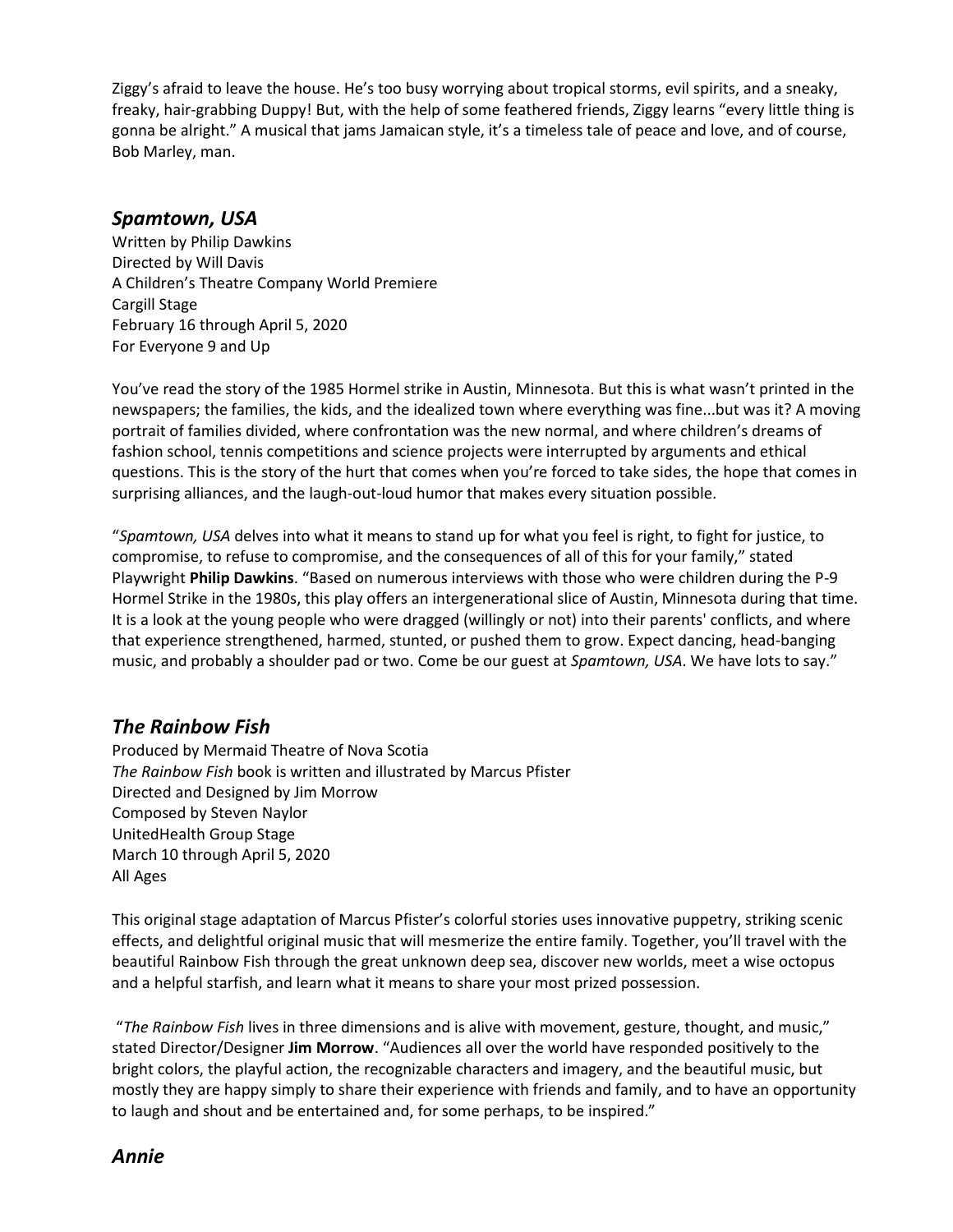Ziggy's afraid to leave the house. He's too busy worrying about tropical storms, evil spirits, and a sneaky, freaky, hair-grabbing Duppy! But, with the help of some feathered friends, Ziggy learns "every little thing is gonna be alright." A musical that jams Jamaican style, it's a timeless tale of peace and love, and of course, Bob Marley, man.

## *Spamtown, USA*

Written by Philip Dawkins
Directed by Will Davis
A Children's Theatre Company World Premiere
Cargill Stage
February 16 through April 5, 2020
For Everyone 9 and Up

You've read the story of the 1985 Hormel strike in Austin, Minnesota. But this is what wasn't printed in the newspapers; the families, the kids, and the idealized town where everything was fine...but was it? A moving portrait of families divided, where confrontation was the new normal, and where children's dreams of fashion school, tennis competitions and science projects were interrupted by arguments and ethical questions. This is the story of the hurt that comes when you're forced to take sides, the hope that comes in surprising alliances, and the laugh-out-loud humor that makes every situation possible.

"*Spamtown, USA* delves into what it means to stand up for what you feel is right, to fight for justice, to compromise, to refuse to compromise, and the consequences of all of this for your family," stated Playwright **Philip Dawkins**. "Based on numerous interviews with those who were children during the P-9 Hormel Strike in the 1980s, this play offers an intergenerational slice of Austin, Minnesota during that time. It is a look at the young people who were dragged (willingly or not) into their parents' conflicts, and where that experience strengthened, harmed, stunted, or pushed them to grow. Expect dancing, head-banging music, and probably a shoulder pad or two. Come be our guest at *Spamtown, USA*. We have lots to say."

## *The Rainbow Fish*

Produced by Mermaid Theatre of Nova Scotia
*The Rainbow Fish* book is written and illustrated by Marcus Pfister
Directed and Designed by Jim Morrow
Composed by Steven Naylor
UnitedHealth Group Stage
March 10 through April 5, 2020
All Ages

This original stage adaptation of Marcus Pfister's colorful stories uses innovative puppetry, striking scenic effects, and delightful original music that will mesmerize the entire family. Together, you'll travel with the beautiful Rainbow Fish through the great unknown deep sea, discover new worlds, meet a wise octopus and a helpful starfish, and learn what it means to share your most prized possession.

"*The Rainbow Fish* lives in three dimensions and is alive with movement, gesture, thought, and music," stated Director/Designer **Jim Morrow**. "Audiences all over the world have responded positively to the bright colors, the playful action, the recognizable characters and imagery, and the beautiful music, but mostly they are happy simply to share their experience with friends and family, and to have an opportunity to laugh and shout and be entertained and, for some perhaps, to be inspired."

## *Annie*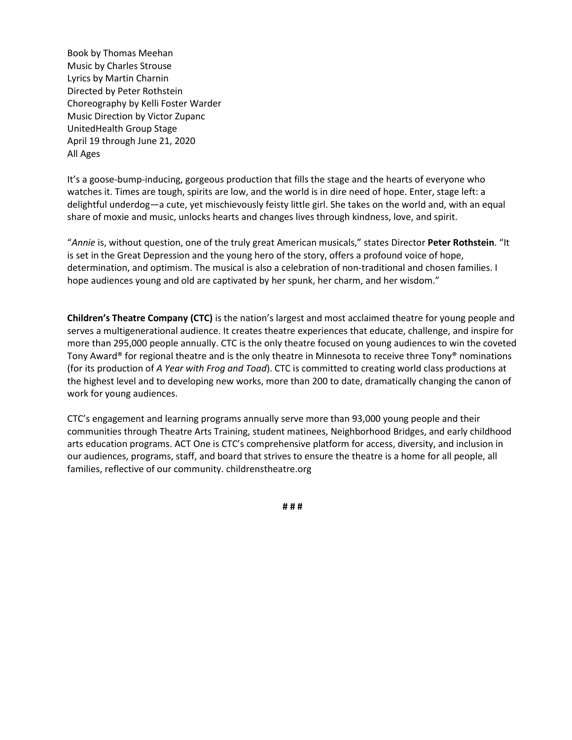Book by Thomas Meehan
Music by Charles Strouse
Lyrics by Martin Charnin
Directed by Peter Rothstein
Choreography by Kelli Foster Warder
Music Direction by Victor Zupanc
UnitedHealth Group Stage
April 19 through June 21, 2020
All Ages

It's a goose-bump-inducing, gorgeous production that fills the stage and the hearts of everyone who watches it. Times are tough, spirits are low, and the world is in dire need of hope. Enter, stage left: a delightful underdog—a cute, yet mischievously feisty little girl. She takes on the world and, with an equal share of moxie and music, unlocks hearts and changes lives through kindness, love, and spirit.

"*Annie* is, without question, one of the truly great American musicals," states Director **Peter Rothstein**. "It is set in the Great Depression and the young hero of the story, offers a profound voice of hope, determination, and optimism. The musical is also a celebration of non-traditional and chosen families. I hope audiences young and old are captivated by her spunk, her charm, and her wisdom."

**Children's Theatre Company (CTC)** is the nation's largest and most acclaimed theatre for young people and serves a multigenerational audience. It creates theatre experiences that educate, challenge, and inspire for more than 295,000 people annually. CTC is the only theatre focused on young audiences to win the coveted Tony Award® for regional theatre and is the only theatre in Minnesota to receive three Tony® nominations (for its production of *A Year with Frog and Toad*). CTC is committed to creating world class productions at the highest level and to developing new works, more than 200 to date, dramatically changing the canon of work for young audiences.

CTC's engagement and learning programs annually serve more than 93,000 young people and their communities through Theatre Arts Training, student matinees, Neighborhood Bridges, and early childhood arts education programs. ACT One is CTC's comprehensive platform for access, diversity, and inclusion in our audiences, programs, staff, and board that strives to ensure the theatre is a home for all people, all families, reflective of our community. childrenstheatre.org

**# # #**